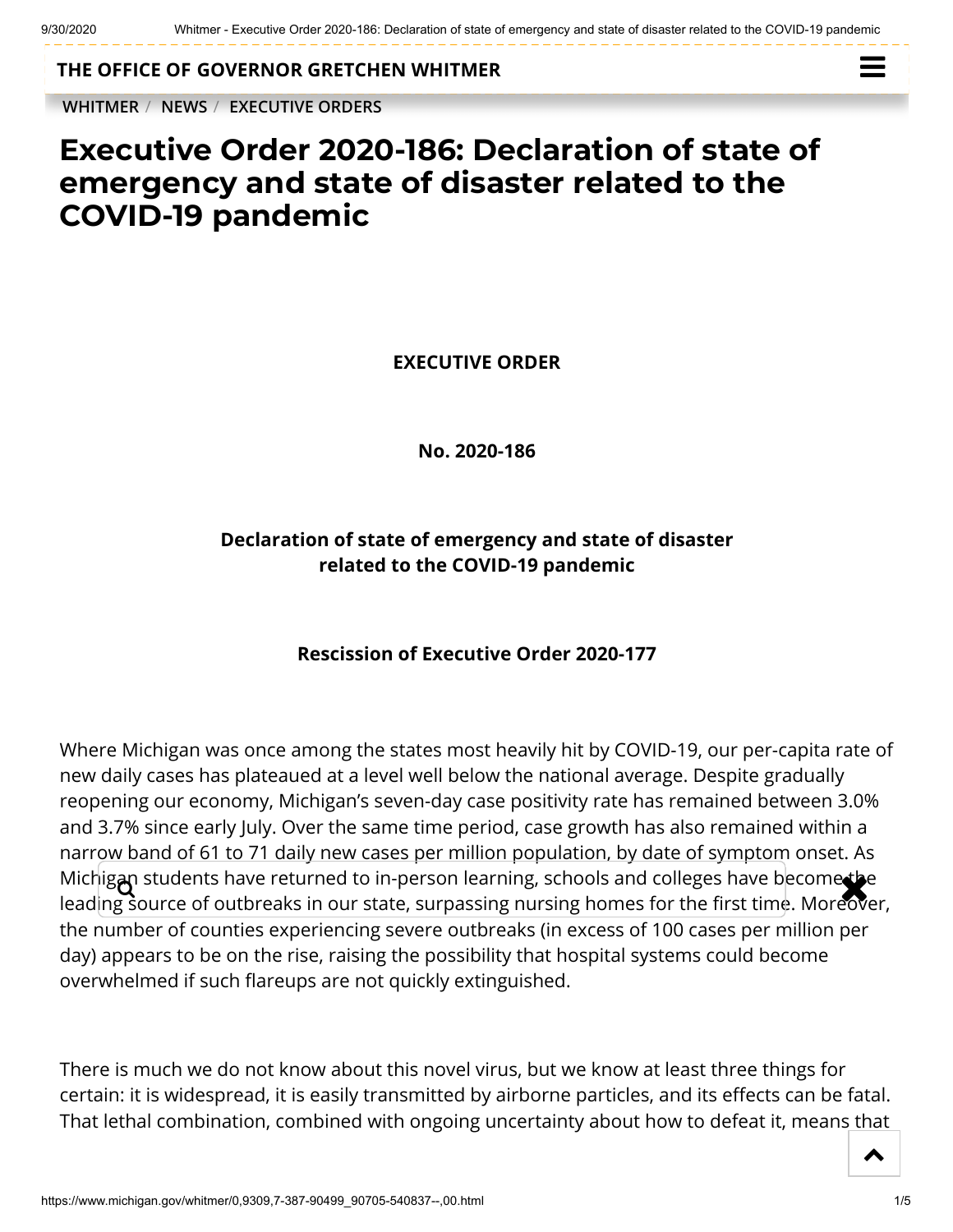# Executive Order 2020-186: Declaration of state of emergency and state of disaster related to the COVID-19 pandemic

**EXECUTIVE ORDER**

**No. 2020-186**

**Declaration of state of emergency and state of disaster related to the COVID-19 pandemic**

**Rescission of Executive Order 2020-177**

Where Michigan was once among the states most heavily hit by COVID-19, our per-capita rate of new daily cases has plateaued at a level well below the national average. Despite gradually reopening our economy, Michigan's seven-day case positivity rate has remained between 3.0% and 3.7% since early July. Over the same time period, case growth has also remained within a narrow band of 61 to 71 daily new cases per million population, by date of symptom onset. As Michigan students have returned to in-person learning, schools and colleges have become the leading source of outbreaks in our state, surpassing nursing homes for the first time. Moreover, the number of counties experiencing severe outbreaks (in excess of 100 cases per million per day) appears to be on the rise, raising the possibility that hospital systems could become overwhelmed if such flareups are not quickly extinguished.

There is much we do not know about this novel virus, but we know at least three things for certain: it is widespread, it is easily transmitted by airborne particles, and its effects can be fatal. That lethal combination, combined with ongoing uncertainty about how to defeat it, means that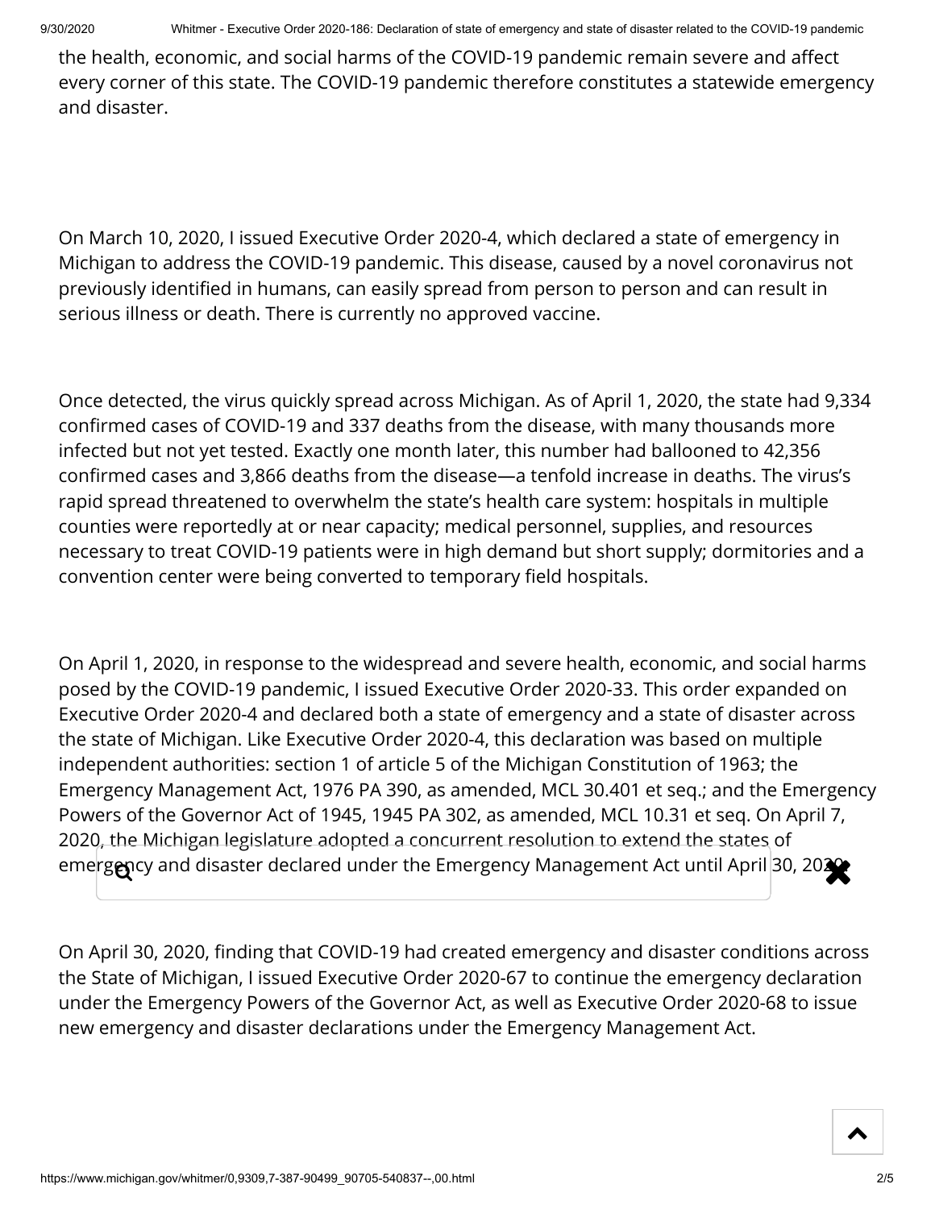the health, economic, and social harms of the COVID-19 pandemic remain severe and affect every corner of this state. The COVID-19 pandemic therefore constitutes a statewide emergency and disaster.

On March 10, 2020, I issued Executive Order 2020-4, which declared a state of emergency in Michigan to address the COVID-19 pandemic. This disease, caused by a novel coronavirus not previously identified in humans, can easily spread from person to person and can result in serious illness or death. There is currently no approved vaccine.

Once detected, the virus quickly spread across Michigan. As of April 1, 2020, the state had 9,334 confirmed cases of COVID-19 and 337 deaths from the disease, with many thousands more infected but not yet tested. Exactly one month later, this number had ballooned to 42,356 confirmed cases and 3,866 deaths from the disease—a tenfold increase in deaths. The virus's rapid spread threatened to overwhelm the state's health care system: hospitals in multiple counties were reportedly at or near capacity; medical personnel, supplies, and resources necessary to treat COVID-19 patients were in high demand but short supply; dormitories and a convention center were being converted to temporary field hospitals.

On April 1, 2020, in response to the widespread and severe health, economic, and social harms posed by the COVID-19 pandemic, I issued Executive Order 2020-33. This order expanded on Executive Order 2020-4 and declared both a state of emergency and a state of disaster across the state of Michigan. Like Executive Order 2020-4, this declaration was based on multiple independent authorities: section 1 of article 5 of the Michigan Constitution of 1963; the Emergency Management Act, 1976 PA 390, as amended, MCL 30.401 et seq.; and the Emergency Powers of the Governor Act of 1945, 1945 PA 302, as amended, MCL 10.31 et seq. On April 7, 2020, the Michigan legislature adopted a concurrent resolution to extend the states of emergency and disaster declared under the Emergency Management Act until April 30, 2020.

On April 30, 2020, finding that COVID-19 had created emergency and disaster conditions across the State of Michigan, I issued Executive Order 2020-67 to continue the emergency declaration under the Emergency Powers of the Governor Act, as well as Executive Order 2020-68 to issue new emergency and disaster declarations under the Emergency Management Act.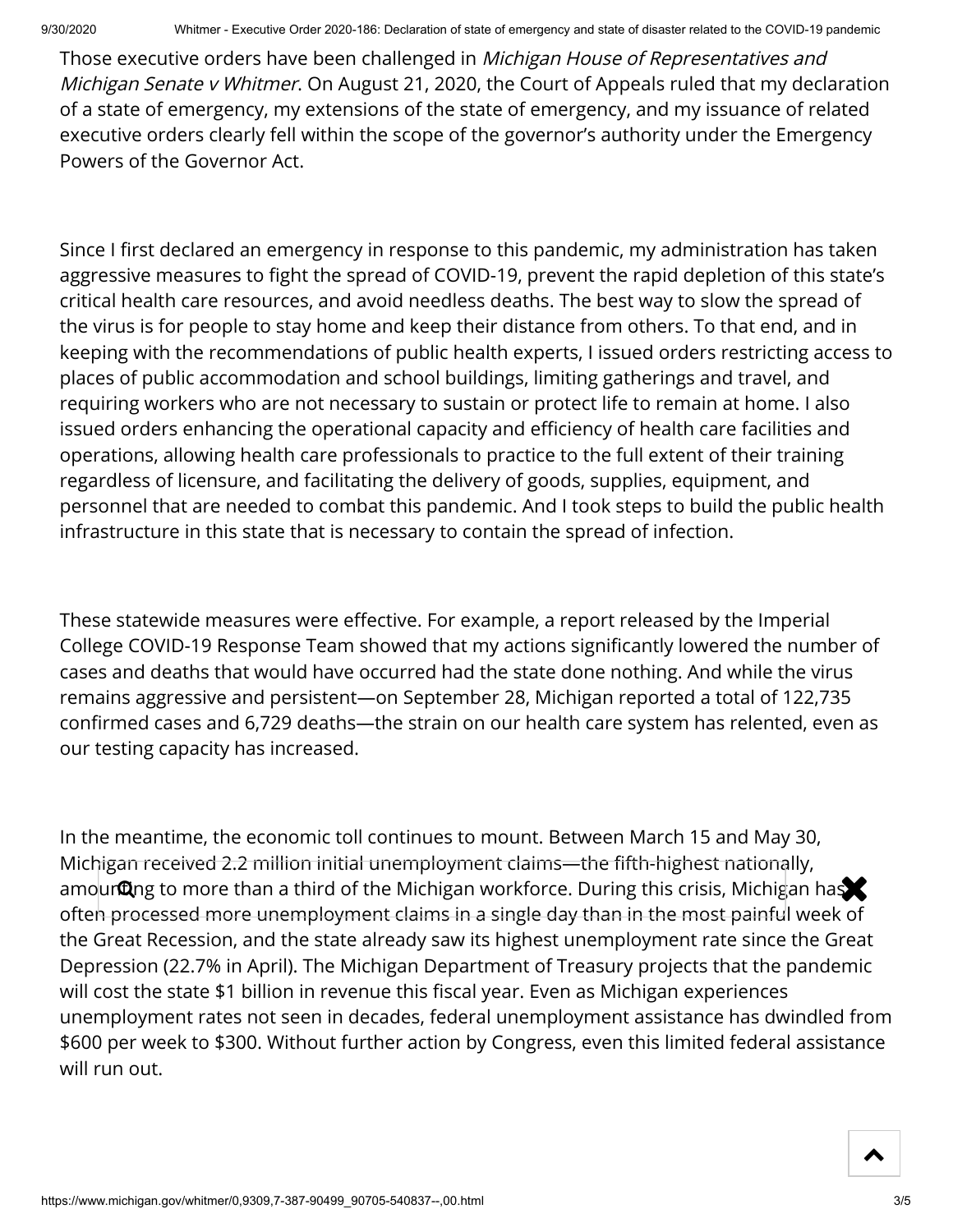Those executive orders have been challenged in *Michigan House of Representatives and Michigan Senate v Whitmer*. On August 21, 2020, the Court of Appeals ruled that my declaration of a state of emergency, my extensions of the state of emergency, and my issuance of related executive orders clearly fell within the scope of the governor's authority under the Emergency Powers of the Governor Act.

Since I first declared an emergency in response to this pandemic, my administration has taken aggressive measures to fight the spread of COVID-19, prevent the rapid depletion of this state's critical health care resources, and avoid needless deaths. The best way to slow the spread of the virus is for people to stay home and keep their distance from others. To that end, and in keeping with the recommendations of public health experts, I issued orders restricting access to places of public accommodation and school buildings, limiting gatherings and travel, and requiring workers who are not necessary to sustain or protect life to remain at home. I also issued orders enhancing the operational capacity and efficiency of health care facilities and operations, allowing health care professionals to practice to the full extent of their training regardless of licensure, and facilitating the delivery of goods, supplies, equipment, and personnel that are needed to combat this pandemic. And I took steps to build the public health infrastructure in this state that is necessary to contain the spread of infection.

These statewide measures were effective. For example, a report released by the Imperial College COVID-19 Response Team showed that my actions significantly lowered the number of cases and deaths that would have occurred had the state done nothing. And while the virus remains aggressive and persistent—on September 28, Michigan reported a total of 122,735 confirmed cases and 6,729 deaths—the strain on our health care system has relented, even as our testing capacity has increased.

In the meantime, the economic toll continues to mount. Between March 15 and May 30, Michigan received 2.2 million initial unemployment claims—the fifth-highest nationally, amounting to more than a third of the Michigan workforce. During this crisis, Michigan has often processed more unemployment claims in a single day than in the most painful week of the Great Recession, and the state already saw its highest unemployment rate since the Great Depression (22.7% in April). The Michigan Department of Treasury projects that the pandemic will cost the state $1 billion in revenue this fiscal year. Even as Michigan experiences unemployment rates not seen in decades, federal unemployment assistance has dwindled from $600 per week to $300. Without further action by Congress, even this limited federal assistance will run out.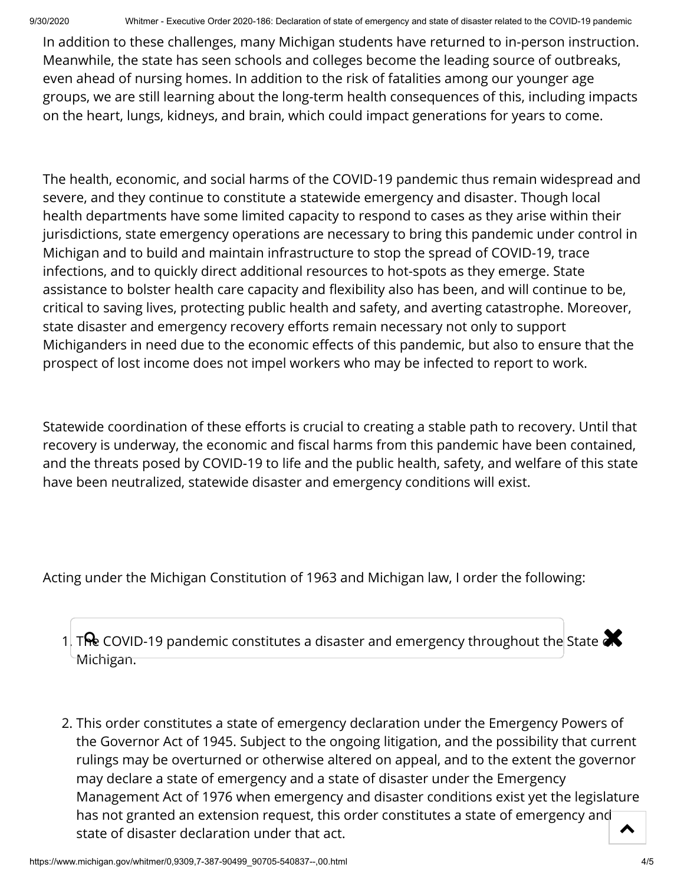In addition to these challenges, many Michigan students have returned to in-person instruction. Meanwhile, the state has seen schools and colleges become the leading source of outbreaks, even ahead of nursing homes. In addition to the risk of fatalities among our younger age groups, we are still learning about the long-term health consequences of this, including impacts on the heart, lungs, kidneys, and brain, which could impact generations for years to come.

The health, economic, and social harms of the COVID-19 pandemic thus remain widespread and severe, and they continue to constitute a statewide emergency and disaster. Though local health departments have some limited capacity to respond to cases as they arise within their jurisdictions, state emergency operations are necessary to bring this pandemic under control in Michigan and to build and maintain infrastructure to stop the spread of COVID-19, trace infections, and to quickly direct additional resources to hot-spots as they emerge. State assistance to bolster health care capacity and flexibility also has been, and will continue to be, critical to saving lives, protecting public health and safety, and averting catastrophe. Moreover, state disaster and emergency recovery efforts remain necessary not only to support Michiganders in need due to the economic effects of this pandemic, but also to ensure that the prospect of lost income does not impel workers who may be infected to report to work.

Statewide coordination of these efforts is crucial to creating a stable path to recovery. Until that recovery is underway, the economic and fiscal harms from this pandemic have been contained, and the threats posed by COVID-19 to life and the public health, safety, and welfare of this state have been neutralized, statewide disaster and emergency conditions will exist.

Acting under the Michigan Constitution of 1963 and Michigan law, I order the following:

1. The COVID-19 pandemic constitutes a disaster and emergency throughout the State of Michigan.

2. This order constitutes a state of emergency declaration under the Emergency Powers of the Governor Act of 1945. Subject to the ongoing litigation, and the possibility that current rulings may be overturned or otherwise altered on appeal, and to the extent the governor may declare a state of emergency and a state of disaster under the Emergency Management Act of 1976 when emergency and disaster conditions exist yet the legislature has not granted an extension request, this order constitutes a state of emergency and state of disaster declaration under that act.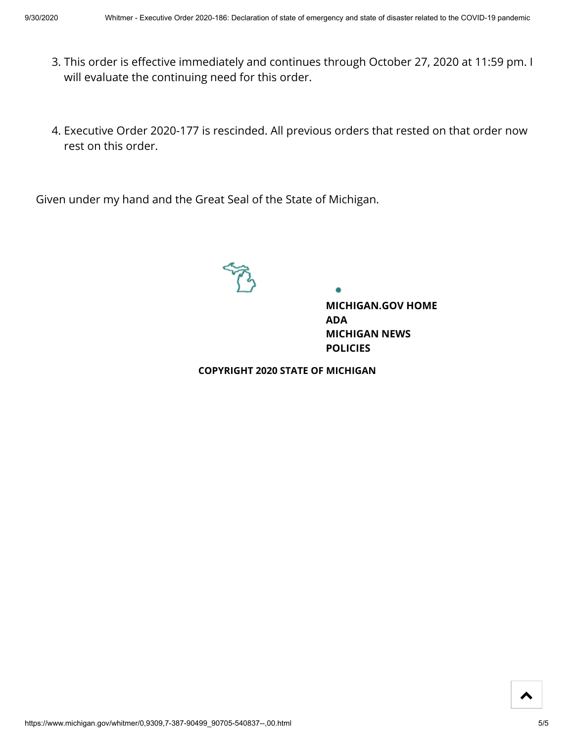3. This order is effective immediately and continues through October 27, 2020 at 11:59 pm. I will evaluate the continuing need for this order.

4. Executive Order 2020-177 is rescinded. All previous orders that rested on that order now rest on this order.

Given under my hand and the Great Seal of the State of Michigan.

**MICHIGAN.GOV HOME**
**ADA**
**MICHIGAN NEWS**
**POLICIES**

**COPYRIGHT 2020 STATE OF MICHIGAN**